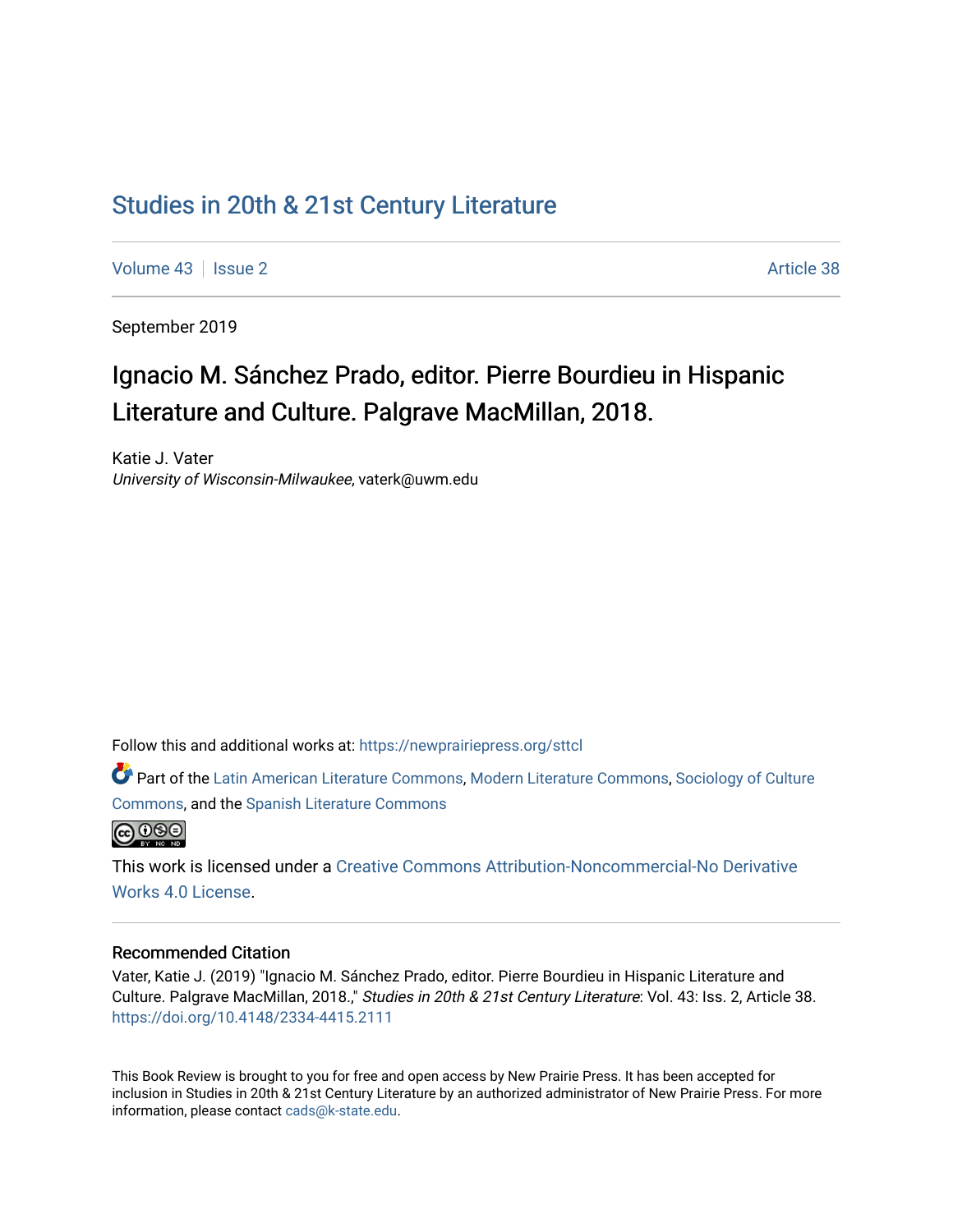# Studies in 20th & 21st Century Literature

Volume 43 | Issue 2 Article 38

September 2019

## Ignacio M. Sánchez Prado, editor. Pierre Bourdieu in Hispanic Literature and Culture. Palgrave MacMillan, 2018.

Katie J. Vater
*University of Wisconsin-Milwaukee*, vaterk@uwm.edu

Follow this and additional works at: https://newprairiepress.org/sttcl

Part of the Latin American Literature Commons, Modern Literature Commons, Sociology of Culture Commons, and the Spanish Literature Commons

This work is licensed under a Creative Commons Attribution-Noncommercial-No Derivative Works 4.0 License.

### Recommended Citation

Vater, Katie J. (2019) "Ignacio M. Sánchez Prado, editor. Pierre Bourdieu in Hispanic Literature and Culture. Palgrave MacMillan, 2018.," *Studies in 20th & 21st Century Literature*: Vol. 43: Iss. 2, Article 38. https://doi.org/10.4148/2334-4415.2111

This Book Review is brought to you for free and open access by New Prairie Press. It has been accepted for inclusion in Studies in 20th & 21st Century Literature by an authorized administrator of New Prairie Press. For more information, please contact cads@k-state.edu.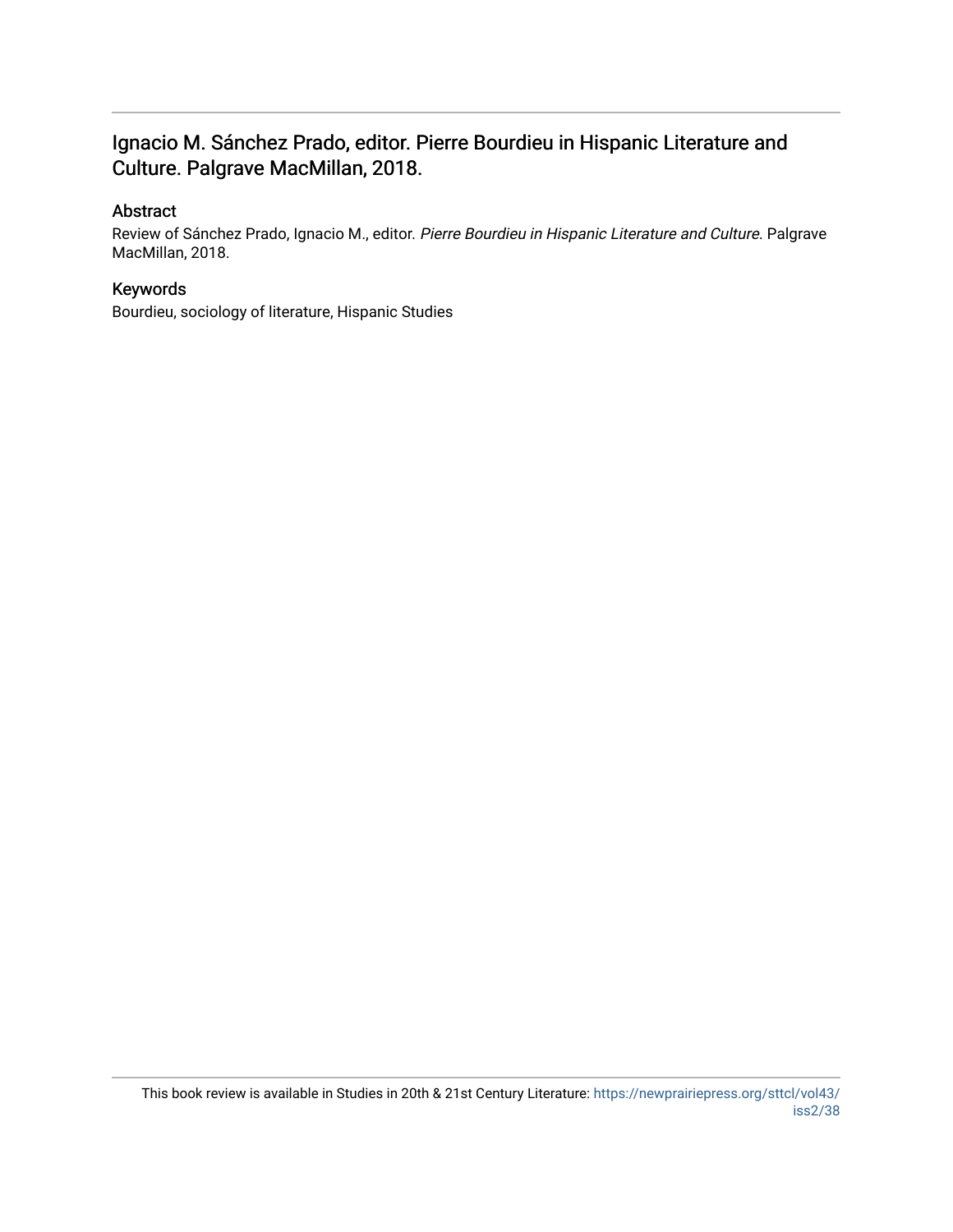## Ignacio M. Sánchez Prado, editor. Pierre Bourdieu in Hispanic Literature and Culture. Palgrave MacMillan, 2018.

### Abstract

Review of Sánchez Prado, Ignacio M., editor. *Pierre Bourdieu in Hispanic Literature and Culture*. Palgrave MacMillan, 2018.

### Keywords

Bourdieu, sociology of literature, Hispanic Studies

This book review is available in Studies in 20th & 21st Century Literature: https://newprairiepress.org/sttcl/vol43/iss2/38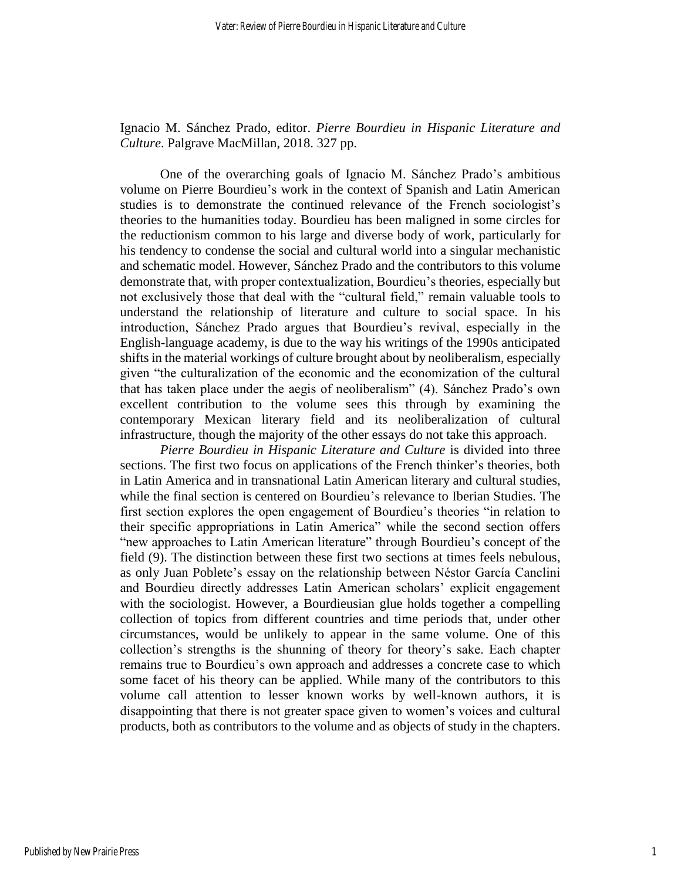Ignacio M. Sánchez Prado, editor. *Pierre Bourdieu in Hispanic Literature and Culture*. Palgrave MacMillan, 2018. 327 pp.

One of the overarching goals of Ignacio M. Sánchez Prado's ambitious volume on Pierre Bourdieu's work in the context of Spanish and Latin American studies is to demonstrate the continued relevance of the French sociologist's theories to the humanities today. Bourdieu has been maligned in some circles for the reductionism common to his large and diverse body of work, particularly for his tendency to condense the social and cultural world into a singular mechanistic and schematic model. However, Sánchez Prado and the contributors to this volume demonstrate that, with proper contextualization, Bourdieu's theories, especially but not exclusively those that deal with the "cultural field," remain valuable tools to understand the relationship of literature and culture to social space. In his introduction, Sánchez Prado argues that Bourdieu's revival, especially in the English-language academy, is due to the way his writings of the 1990s anticipated shifts in the material workings of culture brought about by neoliberalism, especially given "the culturalization of the economic and the economization of the cultural that has taken place under the aegis of neoliberalism" (4). Sánchez Prado's own excellent contribution to the volume sees this through by examining the contemporary Mexican literary field and its neoliberalization of cultural infrastructure, though the majority of the other essays do not take this approach.

*Pierre Bourdieu in Hispanic Literature and Culture* is divided into three sections. The first two focus on applications of the French thinker's theories, both in Latin America and in transnational Latin American literary and cultural studies, while the final section is centered on Bourdieu's relevance to Iberian Studies. The first section explores the open engagement of Bourdieu's theories "in relation to their specific appropriations in Latin America" while the second section offers "new approaches to Latin American literature" through Bourdieu's concept of the field (9). The distinction between these first two sections at times feels nebulous, as only Juan Poblete's essay on the relationship between Néstor García Canclini and Bourdieu directly addresses Latin American scholars' explicit engagement with the sociologist. However, a Bourdieusian glue holds together a compelling collection of topics from different countries and time periods that, under other circumstances, would be unlikely to appear in the same volume. One of this collection's strengths is the shunning of theory for theory's sake. Each chapter remains true to Bourdieu's own approach and addresses a concrete case to which some facet of his theory can be applied. While many of the contributors to this volume call attention to lesser known works by well-known authors, it is disappointing that there is not greater space given to women's voices and cultural products, both as contributors to the volume and as objects of study in the chapters.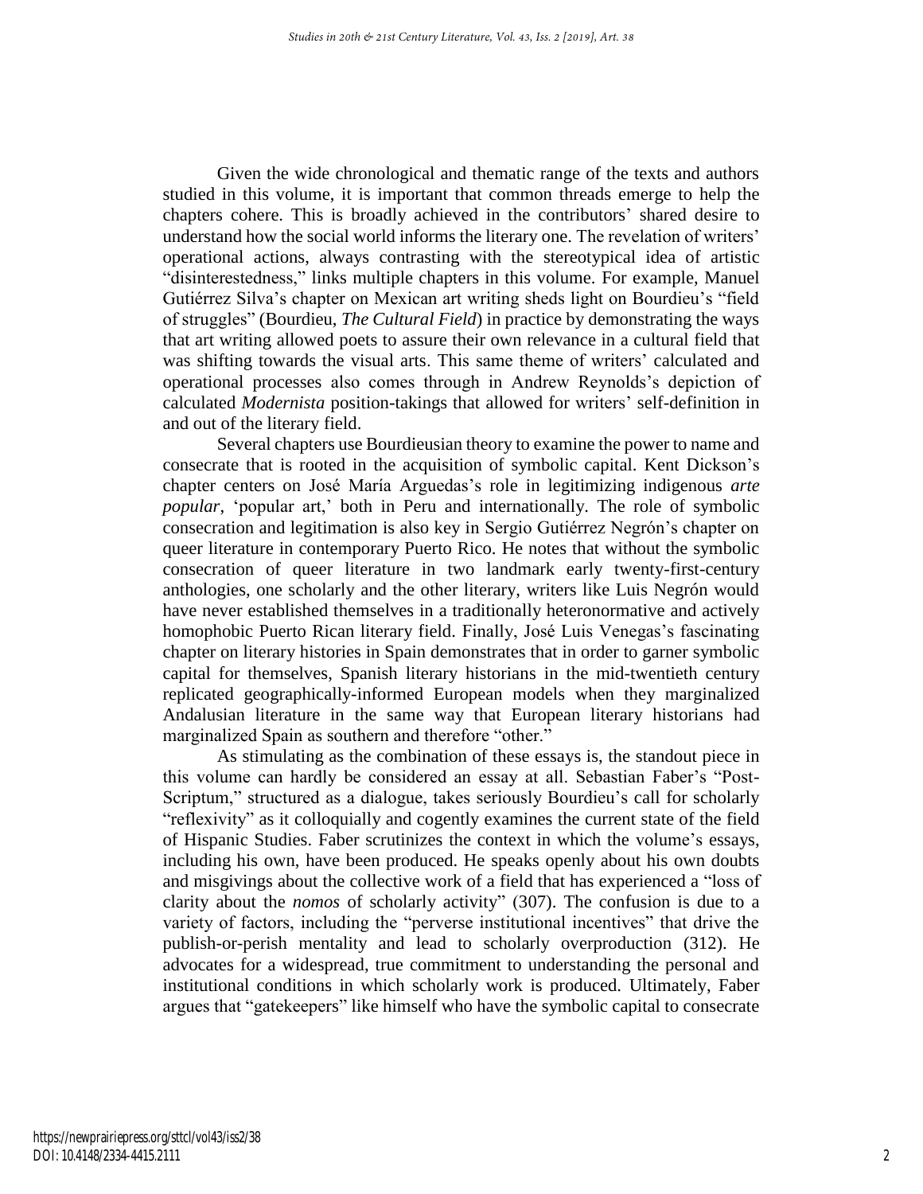Given the wide chronological and thematic range of the texts and authors studied in this volume, it is important that common threads emerge to help the chapters cohere. This is broadly achieved in the contributors' shared desire to understand how the social world informs the literary one. The revelation of writers' operational actions, always contrasting with the stereotypical idea of artistic "disinterestedness," links multiple chapters in this volume. For example, Manuel Gutiérrez Silva's chapter on Mexican art writing sheds light on Bourdieu's "field of struggles" (Bourdieu, *The Cultural Field*) in practice by demonstrating the ways that art writing allowed poets to assure their own relevance in a cultural field that was shifting towards the visual arts. This same theme of writers' calculated and operational processes also comes through in Andrew Reynolds's depiction of calculated *Modernista* position-takings that allowed for writers' self-definition in and out of the literary field.

Several chapters use Bourdieusian theory to examine the power to name and consecrate that is rooted in the acquisition of symbolic capital. Kent Dickson's chapter centers on José María Arguedas's role in legitimizing indigenous *arte popular*, 'popular art,' both in Peru and internationally. The role of symbolic consecration and legitimation is also key in Sergio Gutiérrez Negrón's chapter on queer literature in contemporary Puerto Rico. He notes that without the symbolic consecration of queer literature in two landmark early twenty-first-century anthologies, one scholarly and the other literary, writers like Luis Negrón would have never established themselves in a traditionally heteronormative and actively homophobic Puerto Rican literary field. Finally, José Luis Venegas's fascinating chapter on literary histories in Spain demonstrates that in order to garner symbolic capital for themselves, Spanish literary historians in the mid-twentieth century replicated geographically-informed European models when they marginalized Andalusian literature in the same way that European literary historians had marginalized Spain as southern and therefore "other."

As stimulating as the combination of these essays is, the standout piece in this volume can hardly be considered an essay at all. Sebastian Faber's "Post-Scriptum," structured as a dialogue, takes seriously Bourdieu's call for scholarly "reflexivity" as it colloquially and cogently examines the current state of the field of Hispanic Studies. Faber scrutinizes the context in which the volume's essays, including his own, have been produced. He speaks openly about his own doubts and misgivings about the collective work of a field that has experienced a "loss of clarity about the *nomos* of scholarly activity" (307). The confusion is due to a variety of factors, including the "perverse institutional incentives" that drive the publish-or-perish mentality and lead to scholarly overproduction (312). He advocates for a widespread, true commitment to understanding the personal and institutional conditions in which scholarly work is produced. Ultimately, Faber argues that "gatekeepers" like himself who have the symbolic capital to consecrate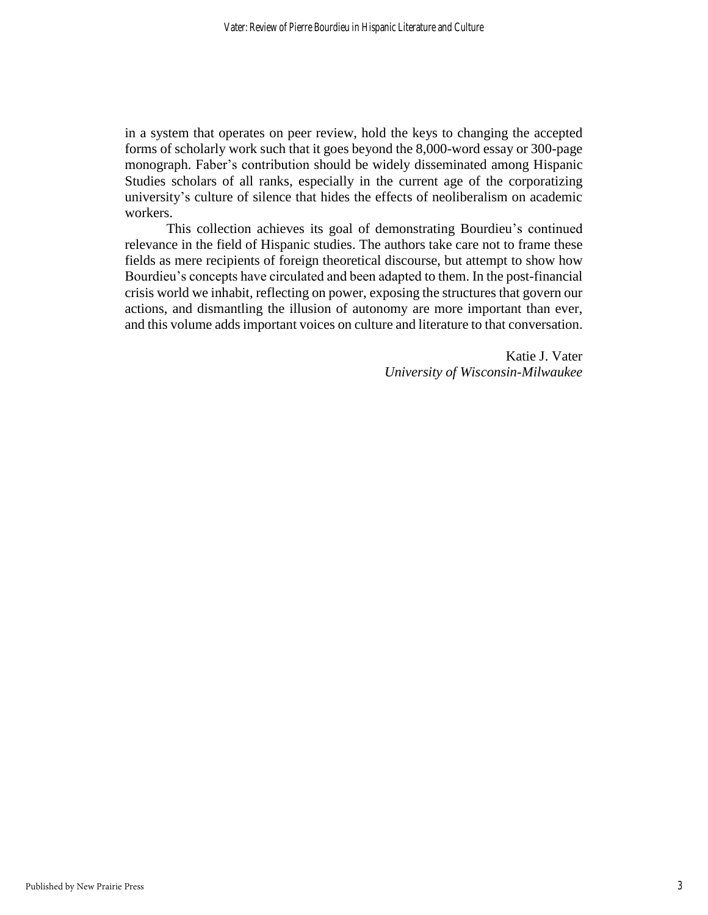in a system that operates on peer review, hold the keys to changing the accepted forms of scholarly work such that it goes beyond the 8,000-word essay or 300-page monograph. Faber's contribution should be widely disseminated among Hispanic Studies scholars of all ranks, especially in the current age of the corporatizing university's culture of silence that hides the effects of neoliberalism on academic workers.

This collection achieves its goal of demonstrating Bourdieu's continued relevance in the field of Hispanic studies. The authors take care not to frame these fields as mere recipients of foreign theoretical discourse, but attempt to show how Bourdieu's concepts have circulated and been adapted to them. In the post-financial crisis world we inhabit, reflecting on power, exposing the structures that govern our actions, and dismantling the illusion of autonomy are more important than ever, and this volume adds important voices on culture and literature to that conversation.

Katie J. Vater
*University of Wisconsin-Milwaukee*